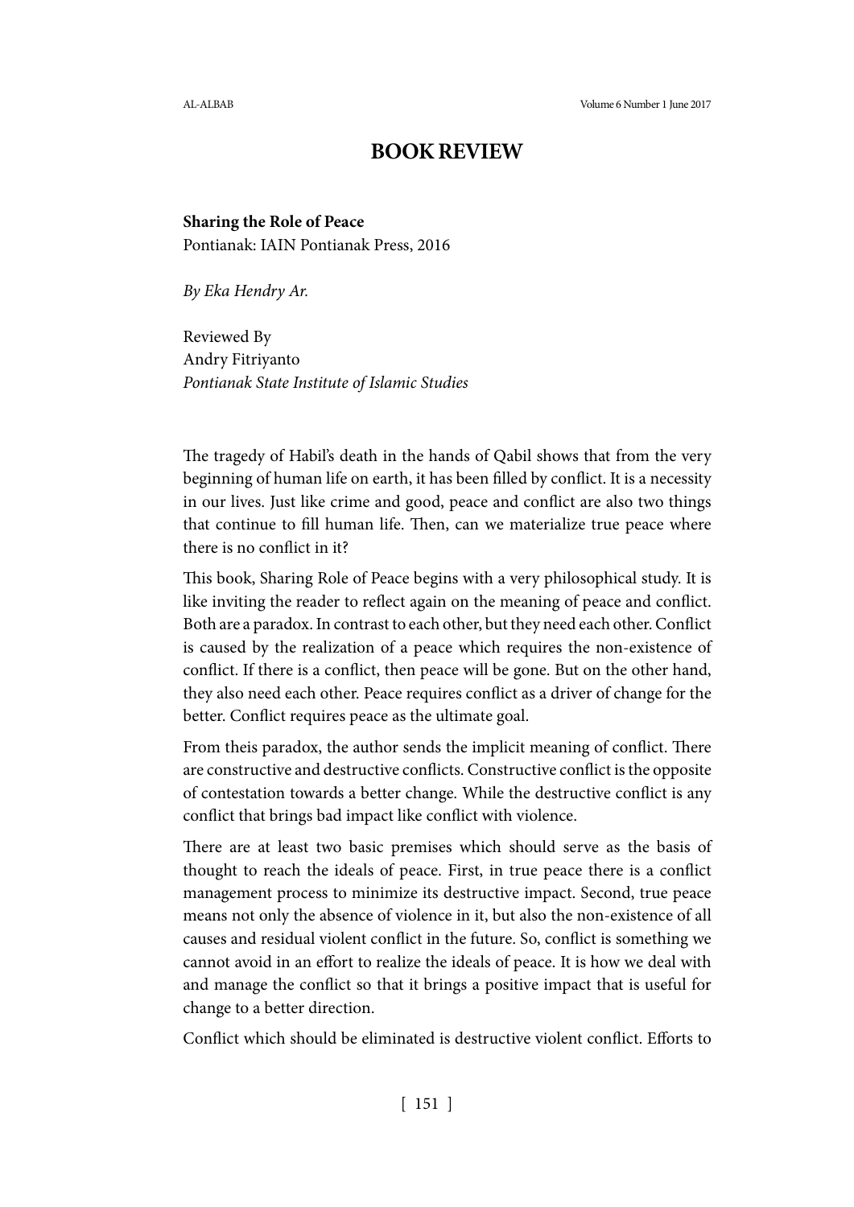# BOOK REVIEW

**Sharing the Role of Peace**
Pontianak: IAIN Pontianak Press, 2016

*By Eka Hendry Ar.*

Reviewed By
Andry Fitriyanto
*Pontianak State Institute of Islamic Studies*

The tragedy of Habil's death in the hands of Qabil shows that from the very beginning of human life on earth, it has been filled by conflict. It is a necessity in our lives. Just like crime and good, peace and conflict are also two things that continue to fill human life. Then, can we materialize true peace where there is no conflict in it?

This book, Sharing Role of Peace begins with a very philosophical study. It is like inviting the reader to reflect again on the meaning of peace and conflict. Both are a paradox. In contrast to each other, but they need each other. Conflict is caused by the realization of a peace which requires the non-existence of conflict. If there is a conflict, then peace will be gone. But on the other hand, they also need each other. Peace requires conflict as a driver of change for the better. Conflict requires peace as the ultimate goal.

From theis paradox, the author sends the implicit meaning of conflict. There are constructive and destructive conflicts. Constructive conflict is the opposite of contestation towards a better change. While the destructive conflict is any conflict that brings bad impact like conflict with violence.

There are at least two basic premises which should serve as the basis of thought to reach the ideals of peace. First, in true peace there is a conflict management process to minimize its destructive impact. Second, true peace means not only the absence of violence in it, but also the non-existence of all causes and residual violent conflict in the future. So, conflict is something we cannot avoid in an effort to realize the ideals of peace. It is how we deal with and manage the conflict so that it brings a positive impact that is useful for change to a better direction.

Conflict which should be eliminated is destructive violent conflict. Efforts to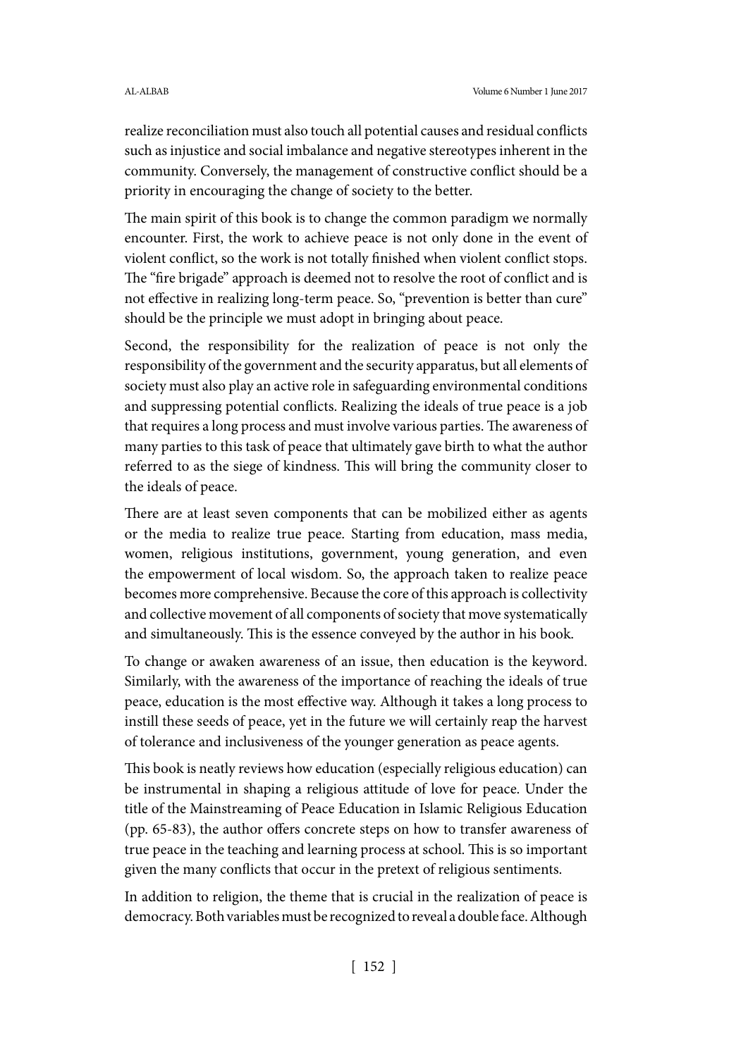realize reconciliation must also touch all potential causes and residual conflicts such as injustice and social imbalance and negative stereotypes inherent in the community. Conversely, the management of constructive conflict should be a priority in encouraging the change of society to the better.

The main spirit of this book is to change the common paradigm we normally encounter. First, the work to achieve peace is not only done in the event of violent conflict, so the work is not totally finished when violent conflict stops. The "fire brigade" approach is deemed not to resolve the root of conflict and is not effective in realizing long-term peace. So, "prevention is better than cure" should be the principle we must adopt in bringing about peace.

Second, the responsibility for the realization of peace is not only the responsibility of the government and the security apparatus, but all elements of society must also play an active role in safeguarding environmental conditions and suppressing potential conflicts. Realizing the ideals of true peace is a job that requires a long process and must involve various parties. The awareness of many parties to this task of peace that ultimately gave birth to what the author referred to as the siege of kindness. This will bring the community closer to the ideals of peace.

There are at least seven components that can be mobilized either as agents or the media to realize true peace. Starting from education, mass media, women, religious institutions, government, young generation, and even the empowerment of local wisdom. So, the approach taken to realize peace becomes more comprehensive. Because the core of this approach is collectivity and collective movement of all components of society that move systematically and simultaneously. This is the essence conveyed by the author in his book.

To change or awaken awareness of an issue, then education is the keyword. Similarly, with the awareness of the importance of reaching the ideals of true peace, education is the most effective way. Although it takes a long process to instill these seeds of peace, yet in the future we will certainly reap the harvest of tolerance and inclusiveness of the younger generation as peace agents.

This book is neatly reviews how education (especially religious education) can be instrumental in shaping a religious attitude of love for peace. Under the title of the Mainstreaming of Peace Education in Islamic Religious Education (pp. 65-83), the author offers concrete steps on how to transfer awareness of true peace in the teaching and learning process at school. This is so important given the many conflicts that occur in the pretext of religious sentiments.

In addition to religion, the theme that is crucial in the realization of peace is democracy. Both variables must be recognized to reveal a double face. Although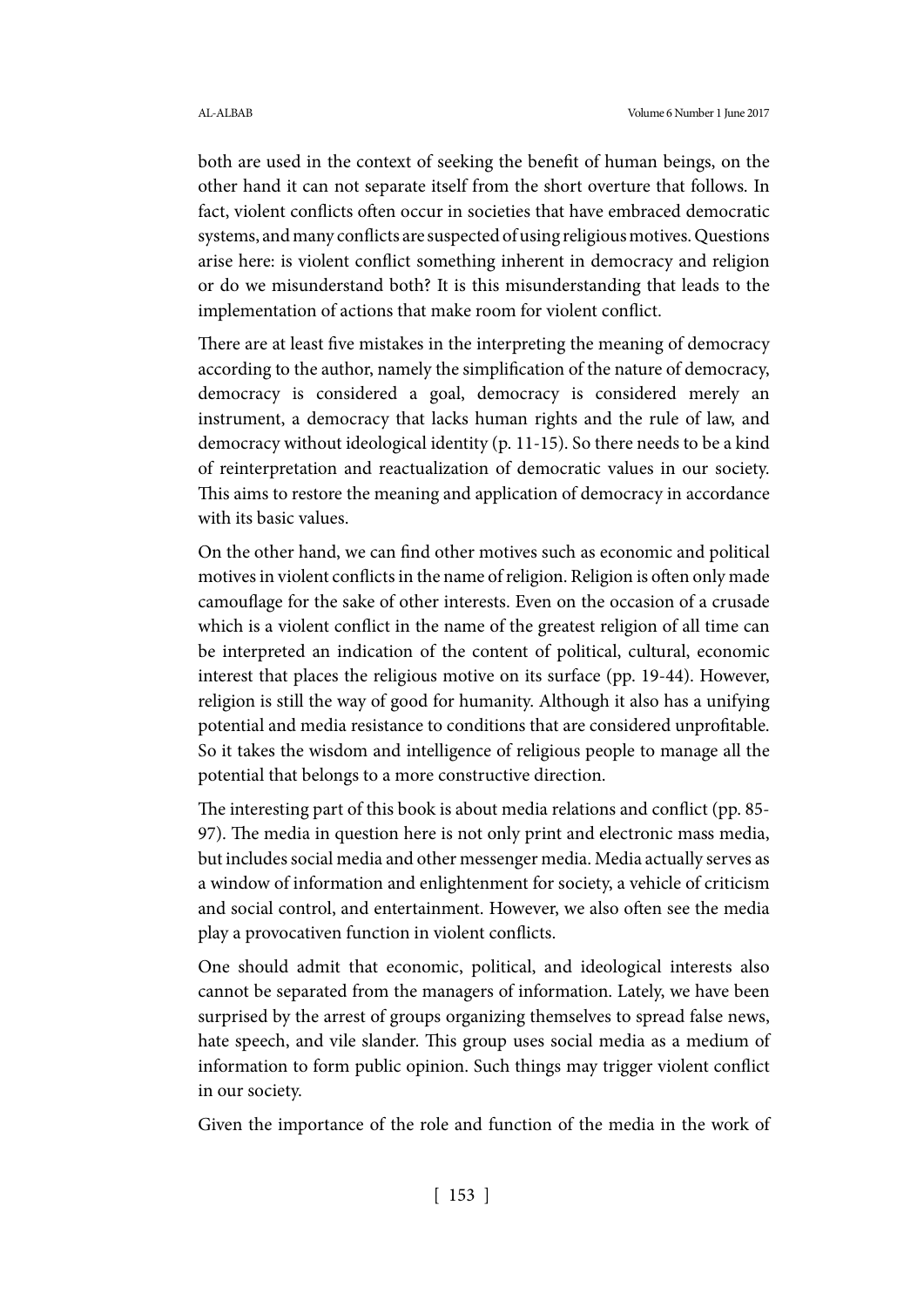both are used in the context of seeking the benefit of human beings, on the other hand it can not separate itself from the short overture that follows. In fact, violent conflicts often occur in societies that have embraced democratic systems, and many conflicts are suspected of using religious motives. Questions arise here: is violent conflict something inherent in democracy and religion or do we misunderstand both? It is this misunderstanding that leads to the implementation of actions that make room for violent conflict.

There are at least five mistakes in the interpreting the meaning of democracy according to the author, namely the simplification of the nature of democracy, democracy is considered a goal, democracy is considered merely an instrument, a democracy that lacks human rights and the rule of law, and democracy without ideological identity (p. 11-15). So there needs to be a kind of reinterpretation and reactualization of democratic values in our society. This aims to restore the meaning and application of democracy in accordance with its basic values.

On the other hand, we can find other motives such as economic and political motives in violent conflicts in the name of religion. Religion is often only made camouflage for the sake of other interests. Even on the occasion of a crusade which is a violent conflict in the name of the greatest religion of all time can be interpreted an indication of the content of political, cultural, economic interest that places the religious motive on its surface (pp. 19-44). However, religion is still the way of good for humanity. Although it also has a unifying potential and media resistance to conditions that are considered unprofitable. So it takes the wisdom and intelligence of religious people to manage all the potential that belongs to a more constructive direction.

The interesting part of this book is about media relations and conflict (pp. 85-97). The media in question here is not only print and electronic mass media, but includes social media and other messenger media. Media actually serves as a window of information and enlightenment for society, a vehicle of criticism and social control, and entertainment. However, we also often see the media play a provocativen function in violent conflicts.

One should admit that economic, political, and ideological interests also cannot be separated from the managers of information. Lately, we have been surprised by the arrest of groups organizing themselves to spread false news, hate speech, and vile slander. This group uses social media as a medium of information to form public opinion. Such things may trigger violent conflict in our society.

Given the importance of the role and function of the media in the work of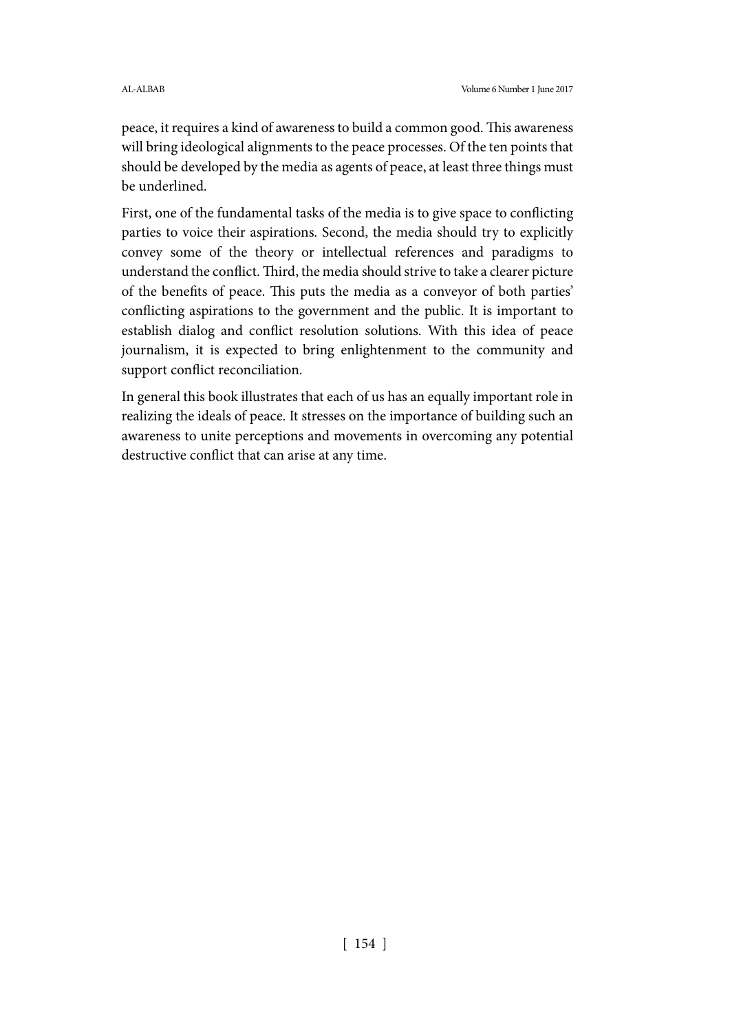peace, it requires a kind of awareness to build a common good. This awareness will bring ideological alignments to the peace processes. Of the ten points that should be developed by the media as agents of peace, at least three things must be underlined.

First, one of the fundamental tasks of the media is to give space to conflicting parties to voice their aspirations. Second, the media should try to explicitly convey some of the theory or intellectual references and paradigms to understand the conflict. Third, the media should strive to take a clearer picture of the benefits of peace. This puts the media as a conveyor of both parties' conflicting aspirations to the government and the public. It is important to establish dialog and conflict resolution solutions. With this idea of peace journalism, it is expected to bring enlightenment to the community and support conflict reconciliation.

In general this book illustrates that each of us has an equally important role in realizing the ideals of peace. It stresses on the importance of building such an awareness to unite perceptions and movements in overcoming any potential destructive conflict that can arise at any time.